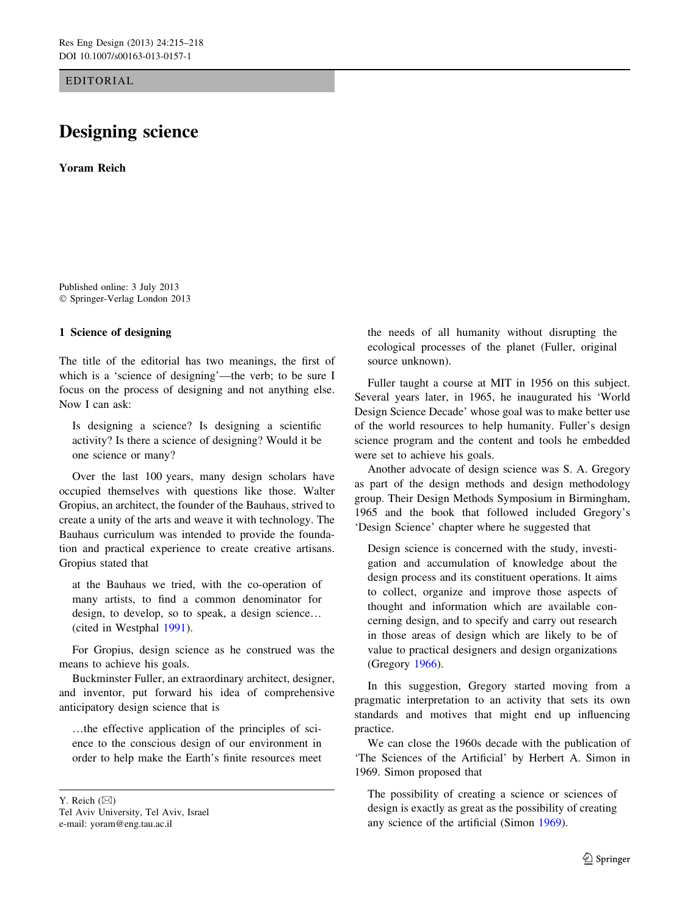EDITORIAL

# Designing science

**Yoram Reich**

Published online: 3 July 2013
© Springer-Verlag London 2013

## 1 Science of designing

The title of the editorial has two meanings, the first of which is a 'science of designing'—the verb; to be sure I focus on the process of designing and not anything else. Now I can ask:

> Is designing a science? Is designing a scientific activity? Is there a science of designing? Would it be one science or many?

Over the last 100 years, many design scholars have occupied themselves with questions like those. Walter Gropius, an architect, the founder of the Bauhaus, strived to create a unity of the arts and weave it with technology. The Bauhaus curriculum was intended to provide the foundation and practical experience to create creative artisans. Gropius stated that

> at the Bauhaus we tried, with the co-operation of many artists, to find a common denominator for design, to develop, so to speak, a design science… (cited in Westphal 1991).

For Gropius, design science as he construed was the means to achieve his goals.

Buckminster Fuller, an extraordinary architect, designer, and inventor, put forward his idea of comprehensive anticipatory design science that is

> …the effective application of the principles of science to the conscious design of our environment in order to help make the Earth's finite resources meet the needs of all humanity without disrupting the ecological processes of the planet (Fuller, original source unknown).

Fuller taught a course at MIT in 1956 on this subject. Several years later, in 1965, he inaugurated his 'World Design Science Decade' whose goal was to make better use of the world resources to help humanity. Fuller's design science program and the content and tools he embedded were set to achieve his goals.

Another advocate of design science was S. A. Gregory as part of the design methods and design methodology group. Their Design Methods Symposium in Birmingham, 1965 and the book that followed included Gregory's 'Design Science' chapter where he suggested that

> Design science is concerned with the study, investigation and accumulation of knowledge about the design process and its constituent operations. It aims to collect, organize and improve those aspects of thought and information which are available concerning design, and to specify and carry out research in those areas of design which are likely to be of value to practical designers and design organizations (Gregory 1966).

In this suggestion, Gregory started moving from a pragmatic interpretation to an activity that sets its own standards and motives that might end up influencing practice.

We can close the 1960s decade with the publication of 'The Sciences of the Artificial' by Herbert A. Simon in 1969. Simon proposed that

> The possibility of creating a science or sciences of design is exactly as great as the possibility of creating any science of the artificial (Simon 1969).

Y. Reich (✉)
Tel Aviv University, Tel Aviv, Israel
e-mail: yoram@eng.tau.ac.il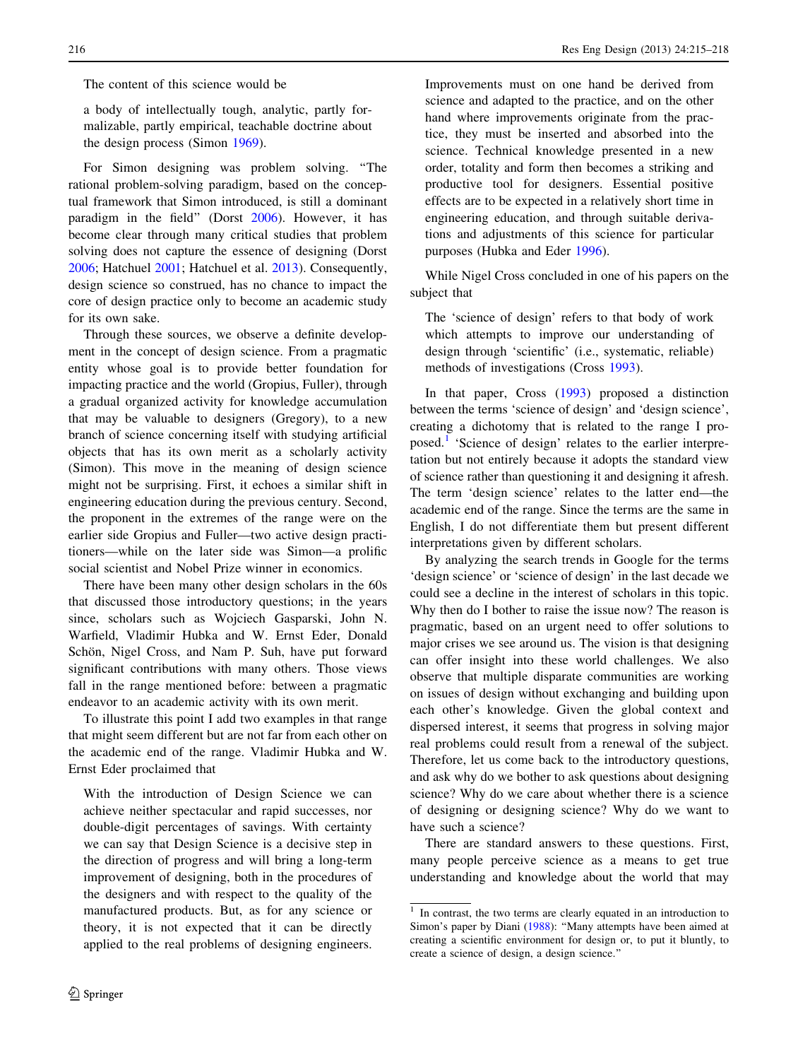The content of this science would be

> a body of intellectually tough, analytic, partly formalizable, partly empirical, teachable doctrine about the design process (Simon 1969).

For Simon designing was problem solving. "The rational problem-solving paradigm, based on the conceptual framework that Simon introduced, is still a dominant paradigm in the field" (Dorst 2006). However, it has become clear through many critical studies that problem solving does not capture the essence of designing (Dorst 2006; Hatchuel 2001; Hatchuel et al. 2013). Consequently, design science so construed, has no chance to impact the core of design practice only to become an academic study for its own sake.

Through these sources, we observe a definite development in the concept of design science. From a pragmatic entity whose goal is to provide better foundation for impacting practice and the world (Gropius, Fuller), through a gradual organized activity for knowledge accumulation that may be valuable to designers (Gregory), to a new branch of science concerning itself with studying artificial objects that has its own merit as a scholarly activity (Simon). This move in the meaning of design science might not be surprising. First, it echoes a similar shift in engineering education during the previous century. Second, the proponent in the extremes of the range were on the earlier side Gropius and Fuller—two active design practitioners—while on the later side was Simon—a prolific social scientist and Nobel Prize winner in economics.

There have been many other design scholars in the 60s that discussed those introductory questions; in the years since, scholars such as Wojciech Gasparski, John N. Warfield, Vladimir Hubka and W. Ernst Eder, Donald Schön, Nigel Cross, and Nam P. Suh, have put forward significant contributions with many others. Those views fall in the range mentioned before: between a pragmatic endeavor to an academic activity with its own merit.

To illustrate this point I add two examples in that range that might seem different but are not far from each other on the academic end of the range. Vladimir Hubka and W. Ernst Eder proclaimed that

> With the introduction of Design Science we can achieve neither spectacular and rapid successes, nor double-digit percentages of savings. With certainty we can say that Design Science is a decisive step in the direction of progress and will bring a long-term improvement of designing, both in the procedures of the designers and with respect to the quality of the manufactured products. But, as for any science or theory, it is not expected that it can be directly applied to the real problems of designing engineers. Improvements must on one hand be derived from science and adapted to the practice, and on the other hand where improvements originate from the practice, they must be inserted and absorbed into the science. Technical knowledge presented in a new order, totality and form then becomes a striking and productive tool for designers. Essential positive effects are to be expected in a relatively short time in engineering education, and through suitable derivations and adjustments of this science for particular purposes (Hubka and Eder 1996).

While Nigel Cross concluded in one of his papers on the subject that

> The 'science of design' refers to that body of work which attempts to improve our understanding of design through 'scientific' (i.e., systematic, reliable) methods of investigations (Cross 1993).

In that paper, Cross (1993) proposed a distinction between the terms 'science of design' and 'design science', creating a dichotomy that is related to the range I proposed.[1] 'Science of design' relates to the earlier interpretation but not entirely because it adopts the standard view of science rather than questioning it and designing it afresh. The term 'design science' relates to the latter end—the academic end of the range. Since the terms are the same in English, I do not differentiate them but present different interpretations given by different scholars.

By analyzing the search trends in Google for the terms 'design science' or 'science of design' in the last decade we could see a decline in the interest of scholars in this topic. Why then do I bother to raise the issue now? The reason is pragmatic, based on an urgent need to offer solutions to major crises we see around us. The vision is that designing can offer insight into these world challenges. We also observe that multiple disparate communities are working on issues of design without exchanging and building upon each other's knowledge. Given the global context and dispersed interest, it seems that progress in solving major real problems could result from a renewal of the subject. Therefore, let us come back to the introductory questions, and ask why do we bother to ask questions about designing science? Why do we care about whether there is a science of designing or designing science? Why do we want to have such a science?

There are standard answers to these questions. First, many people perceive science as a means to get true understanding and knowledge about the world that may

[1] In contrast, the two terms are clearly equated in an introduction to Simon's paper by Diani (1988): "Many attempts have been aimed at creating a scientific environment for design or, to put it bluntly, to create a science of design, a design science."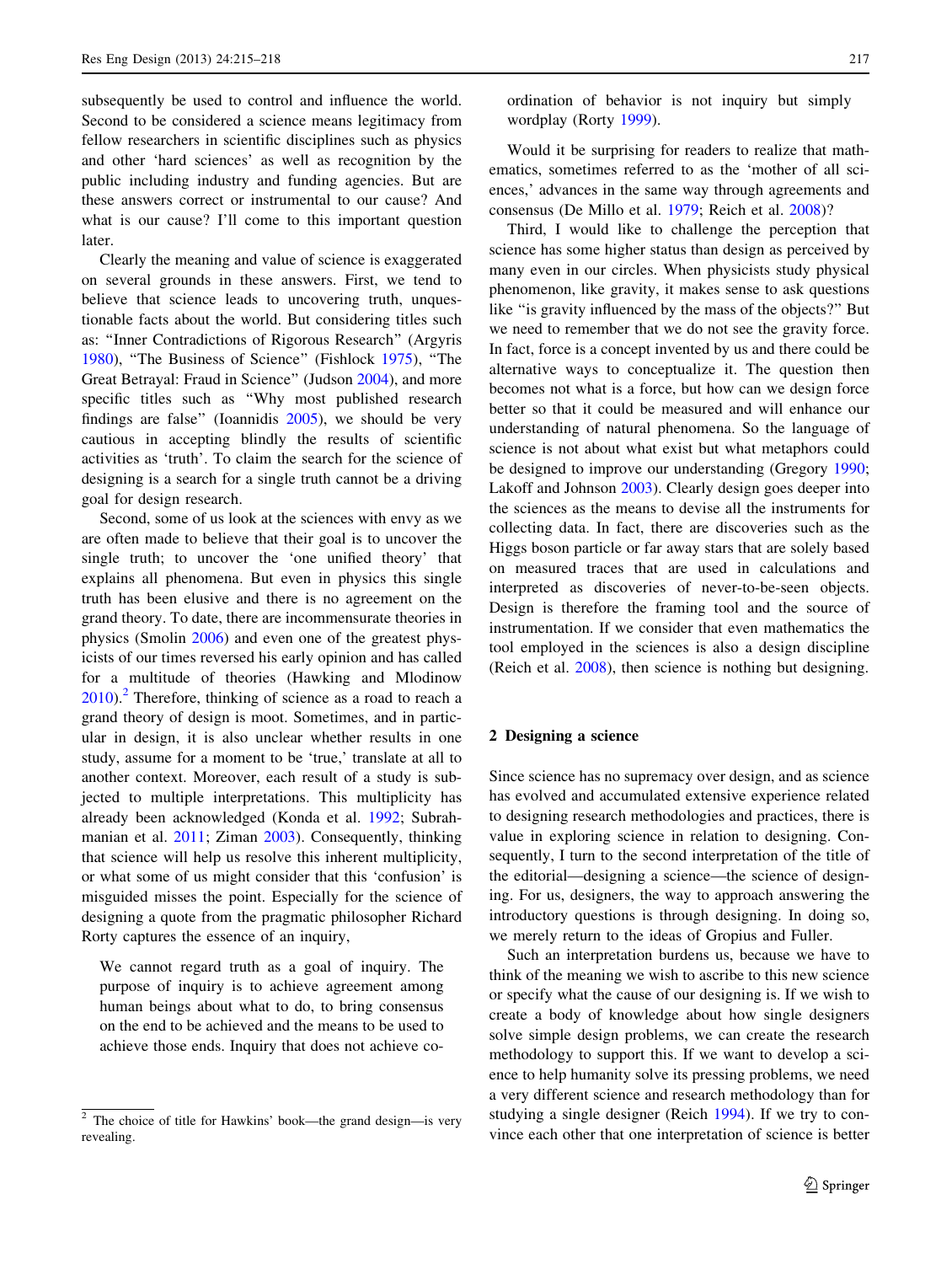subsequently be used to control and influence the world. Second to be considered a science means legitimacy from fellow researchers in scientific disciplines such as physics and other 'hard sciences' as well as recognition by the public including industry and funding agencies. But are these answers correct or instrumental to our cause? And what is our cause? I'll come to this important question later.

Clearly the meaning and value of science is exaggerated on several grounds in these answers. First, we tend to believe that science leads to uncovering truth, unquestionable facts about the world. But considering titles such as: "Inner Contradictions of Rigorous Research" (Argyris 1980), "The Business of Science" (Fishlock 1975), "The Great Betrayal: Fraud in Science" (Judson 2004), and more specific titles such as "Why most published research findings are false" (Ioannidis 2005), we should be very cautious in accepting blindly the results of scientific activities as 'truth'. To claim the search for the science of designing is a search for a single truth cannot be a driving goal for design research.

Second, some of us look at the sciences with envy as we are often made to believe that their goal is to uncover the single truth; to uncover the 'one unified theory' that explains all phenomena. But even in physics this single truth has been elusive and there is no agreement on the grand theory. To date, there are incommensurate theories in physics (Smolin 2006) and even one of the greatest physicists of our times reversed his early opinion and has called for a multitude of theories (Hawking and Mlodinow 2010).[2] Therefore, thinking of science as a road to reach a grand theory of design is moot. Sometimes, and in particular in design, it is also unclear whether results in one study, assume for a moment to be 'true,' translate at all to another context. Moreover, each result of a study is subjected to multiple interpretations. This multiplicity has already been acknowledged (Konda et al. 1992; Subrahmanian et al. 2011; Ziman 2003). Consequently, thinking that science will help us resolve this inherent multiplicity, or what some of us might consider that this 'confusion' is misguided misses the point. Especially for the science of designing a quote from the pragmatic philosopher Richard Rorty captures the essence of an inquiry,

> We cannot regard truth as a goal of inquiry. The purpose of inquiry is to achieve agreement among human beings about what to do, to bring consensus on the end to be achieved and the means to be used to achieve those ends. Inquiry that does not achieve coordination of behavior is not inquiry but simply wordplay (Rorty 1999).

Would it be surprising for readers to realize that mathematics, sometimes referred to as the 'mother of all sciences,' advances in the same way through agreements and consensus (De Millo et al. 1979; Reich et al. 2008)?

Third, I would like to challenge the perception that science has some higher status than design as perceived by many even in our circles. When physicists study physical phenomenon, like gravity, it makes sense to ask questions like "is gravity influenced by the mass of the objects?" But we need to remember that we do not see the gravity force. In fact, force is a concept invented by us and there could be alternative ways to conceptualize it. The question then becomes not what is a force, but how can we design force better so that it could be measured and will enhance our understanding of natural phenomena. So the language of science is not about what exist but what metaphors could be designed to improve our understanding (Gregory 1990; Lakoff and Johnson 2003). Clearly design goes deeper into the sciences as the means to devise all the instruments for collecting data. In fact, there are discoveries such as the Higgs boson particle or far away stars that are solely based on measured traces that are used in calculations and interpreted as discoveries of never-to-be-seen objects. Design is therefore the framing tool and the source of instrumentation. If we consider that even mathematics the tool employed in the sciences is also a design discipline (Reich et al. 2008), then science is nothing but designing.

## 2 Designing a science

Since science has no supremacy over design, and as science has evolved and accumulated extensive experience related to designing research methodologies and practices, there is value in exploring science in relation to designing. Consequently, I turn to the second interpretation of the title of the editorial—designing a science—the science of designing. For us, designers, the way to approach answering the introductory questions is through designing. In doing so, we merely return to the ideas of Gropius and Fuller.

Such an interpretation burdens us, because we have to think of the meaning we wish to ascribe to this new science or specify what the cause of our designing is. If we wish to create a body of knowledge about how single designers solve simple design problems, we can create the research methodology to support this. If we want to develop a science to help humanity solve its pressing problems, we need a very different science and research methodology than for studying a single designer (Reich 1994). If we try to convince each other that one interpretation of science is better

[2] The choice of title for Hawkins' book—the grand design—is very revealing.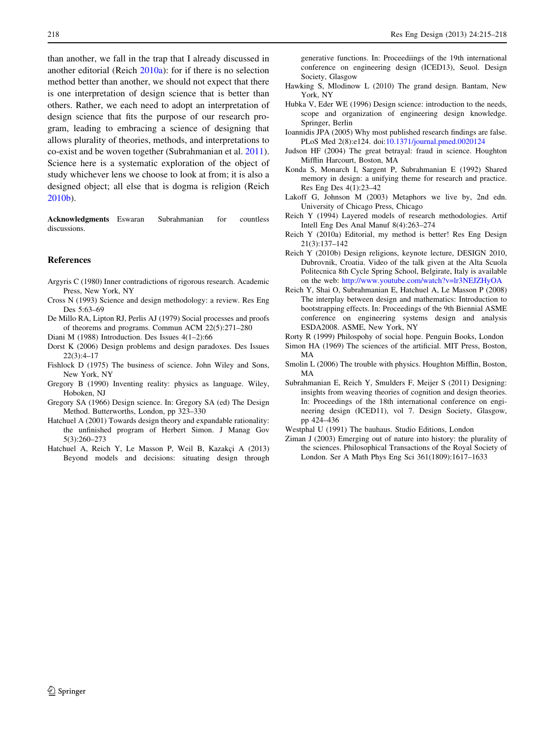than another, we fall in the trap that I already discussed in another editorial (Reich 2010a): for if there is no selection method better than another, we should not expect that there is one interpretation of design science that is better than others. Rather, we each need to adopt an interpretation of design science that fits the purpose of our research program, leading to embracing a science of designing that allows plurality of theories, methods, and interpretations to co-exist and be woven together (Subrahmanian et al. 2011). Science here is a systematic exploration of the object of study whichever lens we choose to look at from; it is also a designed object; all else that is dogma is religion (Reich 2010b).

**Acknowledgments** Eswaran Subrahmanian for countless discussions.

## References

Argyris C (1980) Inner contradictions of rigorous research. Academic Press, New York, NY

Cross N (1993) Science and design methodology: a review. Res Eng Des 5:63–69

De Millo RA, Lipton RJ, Perlis AJ (1979) Social processes and proofs of theorems and programs. Commun ACM 22(5):271–280

Diani M (1988) Introduction. Des Issues 4(1–2):66

Dorst K (2006) Design problems and design paradoxes. Des Issues 22(3):4–17

Fishlock D (1975) The business of science. John Wiley and Sons, New York, NY

Gregory B (1990) Inventing reality: physics as language. Wiley, Hoboken, NJ

Gregory SA (1966) Design science. In: Gregory SA (ed) The Design Method. Butterworths, London, pp 323–330

Hatchuel A (2001) Towards design theory and expandable rationality: the unfinished program of Herbert Simon. J Manag Gov 5(3):260–273

Hatchuel A, Reich Y, Le Masson P, Weil B, Kazakçi A (2013) Beyond models and decisions: situating design through generative functions. In: Proceediings of the 19th international conference on engineering design (ICED13), Seuol. Design Society, Glasgow

Hawking S, Mlodinow L (2010) The grand design. Bantam, New York, NY

Hubka V, Eder WE (1996) Design science: introduction to the needs, scope and organization of engineering design knowledge. Springer, Berlin

Ioannidis JPA (2005) Why most published research findings are false. PLoS Med 2(8):e124. doi:10.1371/journal.pmed.0020124

Judson HF (2004) The great betrayal: fraud in science. Houghton Mifflin Harcourt, Boston, MA

Konda S, Monarch I, Sargent P, Subrahmanian E (1992) Shared memory in design: a unifying theme for research and practice. Res Eng Des 4(1):23–42

Lakoff G, Johnson M (2003) Metaphors we live by, 2nd edn. University of Chicago Press, Chicago

Reich Y (1994) Layered models of research methodologies. Artif Intell Eng Des Anal Manuf 8(4):263–274

Reich Y (2010a) Editorial, my method is better! Res Eng Design 21(3):137–142

Reich Y (2010b) Design religions, keynote lecture, DESIGN 2010, Dubrovnik, Croatia. Video of the talk given at the Alta Scuola Politecnica 8th Cycle Spring School, Belgirate, Italy is available on the web: http://www.youtube.com/watch?v=lr3NEJZHyOA

Reich Y, Shai O, Subrahmanian E, Hatchuel A, Le Masson P (2008) The interplay between design and mathematics: Introduction to bootstrapping effects. In: Proceedings of the 9th Biennial ASME conference on engineering systems design and analysis ESDA2008. ASME, New York, NY

Rorty R (1999) Philospohy of social hope. Penguin Books, London

Simon HA (1969) The sciences of the artificial. MIT Press, Boston, MA

Smolin L (2006) The trouble with physics. Houghton Mifflin, Boston, MA

Subrahmanian E, Reich Y, Smulders F, Meijer S (2011) Designing: insights from weaving theories of cognition and design theories. In: Proceedings of the 18th international conference on engineering design (ICED11), vol 7. Design Society, Glasgow, pp 424–436

Westphal U (1991) The bauhaus. Studio Editions, London

Ziman J (2003) Emerging out of nature into history: the plurality of the sciences. Philosophical Transactions of the Royal Society of London. Ser A Math Phys Eng Sci 361(1809):1617–1633